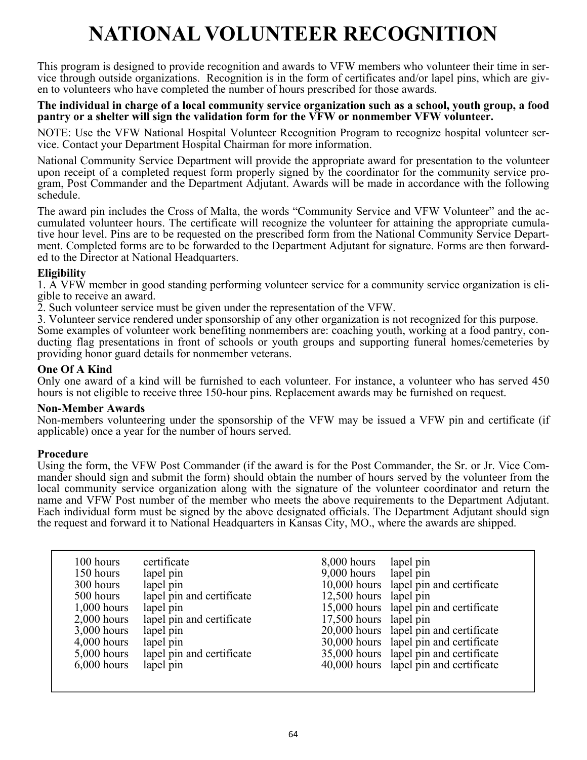# NATIONAL VOLUNTEER RECOGNITION

This program is designed to provide recognition and awards to VFW members who volunteer their time in service through outside organizations. Recognition is in the form of certificates and/or lapel pins, which are given to volunteers who have completed the number of hours prescribed for those awards.

**The individual in charge of a local community service organization such as a school, youth group, a food pantry or a shelter will sign the validation form for the VFW or nonmember VFW volunteer.**

NOTE: Use the VFW National Hospital Volunteer Recognition Program to recognize hospital volunteer service. Contact your Department Hospital Chairman for more information.

National Community Service Department will provide the appropriate award for presentation to the volunteer upon receipt of a completed request form properly signed by the coordinator for the community service program, Post Commander and the Department Adjutant. Awards will be made in accordance with the following schedule.

The award pin includes the Cross of Malta, the words "Community Service and VFW Volunteer" and the accumulated volunteer hours. The certificate will recognize the volunteer for attaining the appropriate cumulative hour level. Pins are to be requested on the prescribed form from the National Community Service Department. Completed forms are to be forwarded to the Department Adjutant for signature. Forms are then forwarded to the Director at National Headquarters.

**Eligibility**

1. A VFW member in good standing performing volunteer service for a community service organization is eligible to receive an award.
2. Such volunteer service must be given under the representation of the VFW.
3. Volunteer service rendered under sponsorship of any other organization is not recognized for this purpose.

Some examples of volunteer work benefiting nonmembers are: coaching youth, working at a food pantry, conducting flag presentations in front of schools or youth groups and supporting funeral homes/cemeteries by providing honor guard details for nonmember veterans.

**One Of A Kind**

Only one award of a kind will be furnished to each volunteer. For instance, a volunteer who has served 450 hours is not eligible to receive three 150-hour pins. Replacement awards may be furnished on request.

**Non-Member Awards**

Non-members volunteering under the sponsorship of the VFW may be issued a VFW pin and certificate (if applicable) once a year for the number of hours served.

**Procedure**

Using the form, the VFW Post Commander (if the award is for the Post Commander, the Sr. or Jr. Vice Commander should sign and submit the form) should obtain the number of hours served by the volunteer from the local community service organization along with the signature of the volunteer coordinator and return the name and VFW Post number of the member who meets the above requirements to the Department Adjutant. Each individual form must be signed by the above designated officials. The Department Adjutant should sign the request and forward it to National Headquarters in Kansas City, MO., where the awards are shipped.

| Hours | Award | Hours | Award |
|---|---|---|---|
| 100 hours | certificate | 8,000 hours | lapel pin |
| 150 hours | lapel pin | 9,000 hours | lapel pin |
| 300 hours | lapel pin | 10,000 hours | lapel pin and certificate |
| 500 hours | lapel pin and certificate | 12,500 hours | lapel pin |
| 1,000 hours | lapel pin | 15,000 hours | lapel pin and certificate |
| 2,000 hours | lapel pin and certificate | 17,500 hours | lapel pin |
| 3,000 hours | lapel pin | 20,000 hours | lapel pin and certificate |
| 4,000 hours | lapel pin | 30,000 hours | lapel pin and certificate |
| 5,000 hours | lapel pin and certificate | 35,000 hours | lapel pin and certificate |
| 6,000 hours | lapel pin | 40,000 hours | lapel pin and certificate |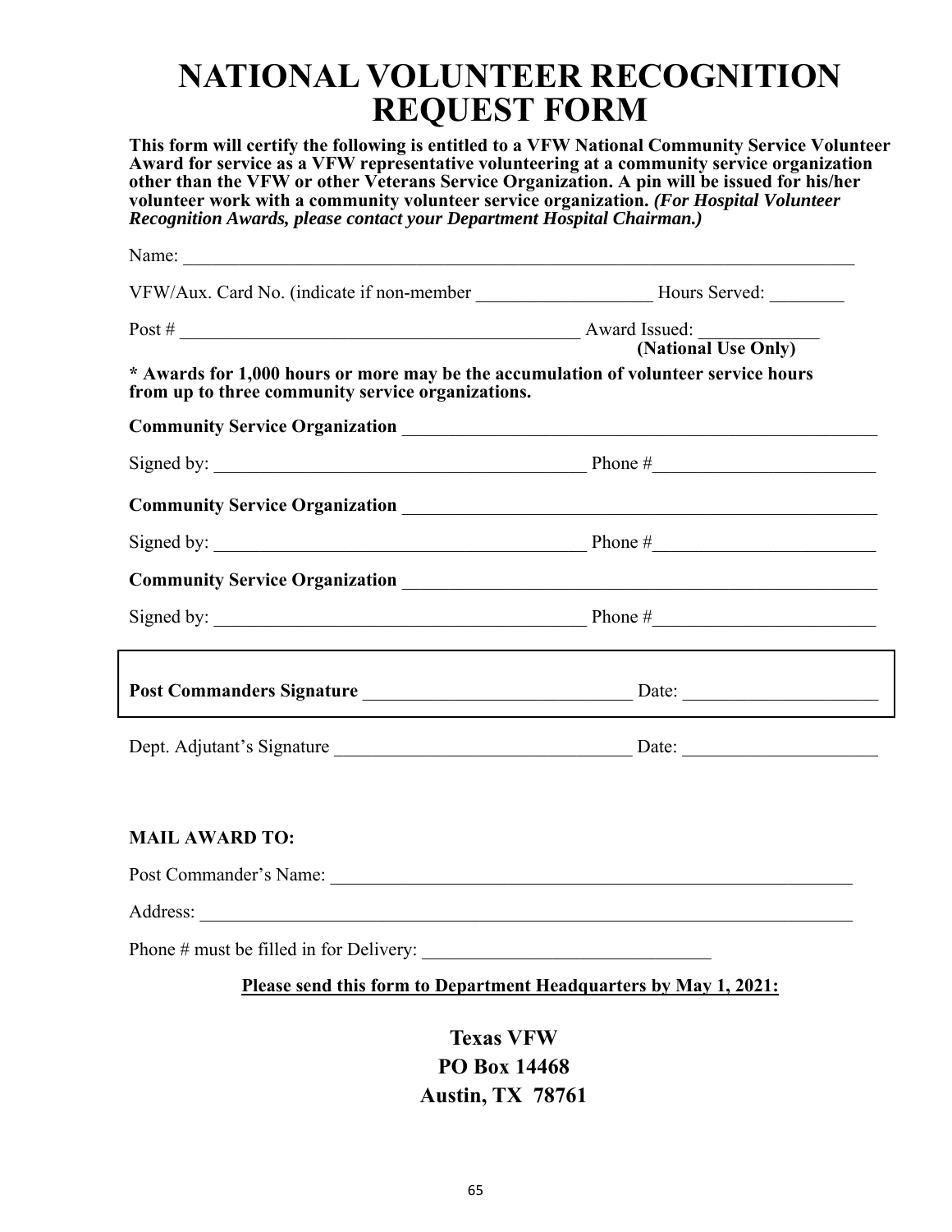# NATIONAL VOLUNTEER RECOGNITION REQUEST FORM

**This form will certify the following is entitled to a VFW National Community Service Volunteer Award for service as a VFW representative volunteering at a community service organization other than the VFW or other Veterans Service Organization. A pin will be issued for his/her volunteer work with a community volunteer service organization. *(For Hospital Volunteer Recognition Awards, please contact your Department Hospital Chairman.)***

Name: ______________________________________________________________________________

VFW/Aux. Card No. (indicate if non-member ___________________ Hours Served: ________

Post # ____________________________________________ Award Issued: _____________
**(National Use Only)**

**\* Awards for 1,000 hours or more may be the accumulation of volunteer service hours from up to three community service organizations.**

**Community Service Organization** ____________________________________________________

Signed by: ________________________________________ Phone #________________________

**Community Service Organization** ____________________________________________________

Signed by: ________________________________________ Phone #________________________

**Community Service Organization** ____________________________________________________

Signed by: ________________________________________ Phone #________________________

**Post Commanders Signature** ______________________________ Date: ____________________

Dept. Adjutant's Signature ________________________________ Date: ____________________

**MAIL AWARD TO:**

Post Commander's Name: __________________________________________________________

Address: ______________________________________________________________________

Phone # must be filled in for Delivery: ______________________________

**<u>Please send this form to Department Headquarters by May 1, 2021:</u>**

**Texas VFW**
**PO Box 14468**
**Austin, TX 78761**